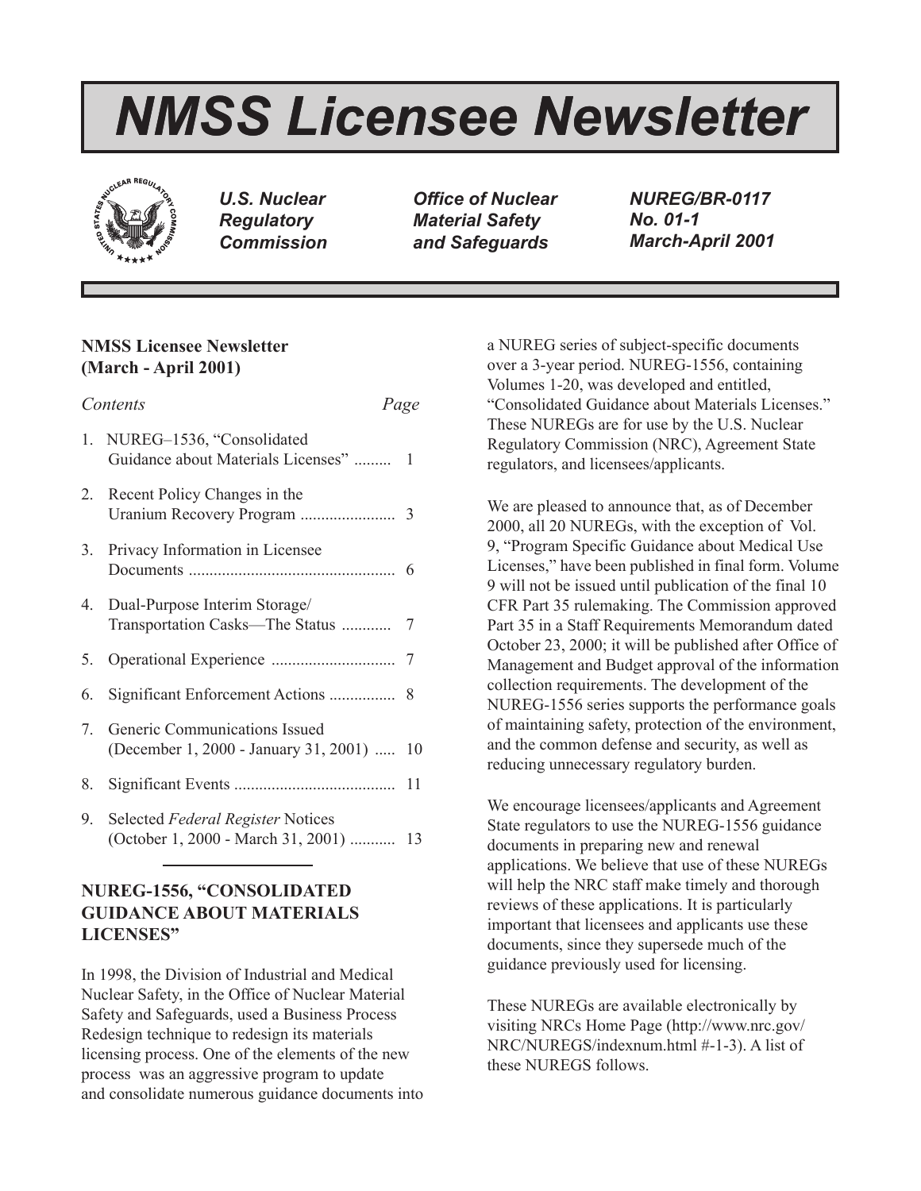# NMSS Licensee Newsletter

*U.S. Nuclear Regulatory Commission*

*Office of Nuclear Material Safety and Safeguards*

*NUREG/BR-0117*
*No. 01-1*
*March-April 2001*

**NMSS Licensee Newsletter**
**(March - April 2001)**

| *Contents* | *Page* |
|---|---|
| 1. NUREG–1536, "Consolidated Guidance about Materials Licenses" ......... | 1 |
| 2. Recent Policy Changes in the Uranium Recovery Program ....................... | 3 |
| 3. Privacy Information in Licensee Documents .................................................. | 6 |
| 4. Dual-Purpose Interim Storage/ Transportation Casks—The Status ............ | 7 |
| 5. Operational Experience .............................. | 7 |
| 6. Significant Enforcement Actions ................ | 8 |
| 7. Generic Communications Issued (December 1, 2000 - January 31, 2001) ..... | 10 |
| 8. Significant Events ....................................... | 11 |
| 9. Selected *Federal Register* Notices (October 1, 2000 - March 31, 2001) ........... | 13 |

## NUREG-1556, "CONSOLIDATED GUIDANCE ABOUT MATERIALS LICENSES"

In 1998, the Division of Industrial and Medical Nuclear Safety, in the Office of Nuclear Material Safety and Safeguards, used a Business Process Redesign technique to redesign its materials licensing process. One of the elements of the new process was an aggressive program to update and consolidate numerous guidance documents into a NUREG series of subject-specific documents over a 3-year period. NUREG-1556, containing Volumes 1-20, was developed and entitled, "Consolidated Guidance about Materials Licenses." These NUREGs are for use by the U.S. Nuclear Regulatory Commission (NRC), Agreement State regulators, and licensees/applicants.

We are pleased to announce that, as of December 2000, all 20 NUREGs, with the exception of Vol. 9, "Program Specific Guidance about Medical Use Licenses," have been published in final form. Volume 9 will not be issued until publication of the final 10 CFR Part 35 rulemaking. The Commission approved Part 35 in a Staff Requirements Memorandum dated October 23, 2000; it will be published after Office of Management and Budget approval of the information collection requirements. The development of the NUREG-1556 series supports the performance goals of maintaining safety, protection of the environment, and the common defense and security, as well as reducing unnecessary regulatory burden.

We encourage licensees/applicants and Agreement State regulators to use the NUREG-1556 guidance documents in preparing new and renewal applications. We believe that use of these NUREGs will help the NRC staff make timely and thorough reviews of these applications. It is particularly important that licensees and applicants use these documents, since they supersede much of the guidance previously used for licensing.

These NUREGs are available electronically by visiting NRCs Home Page (http://www.nrc.gov/NRC/NUREGS/indexnum.html #-1-3). A list of these NUREGS follows.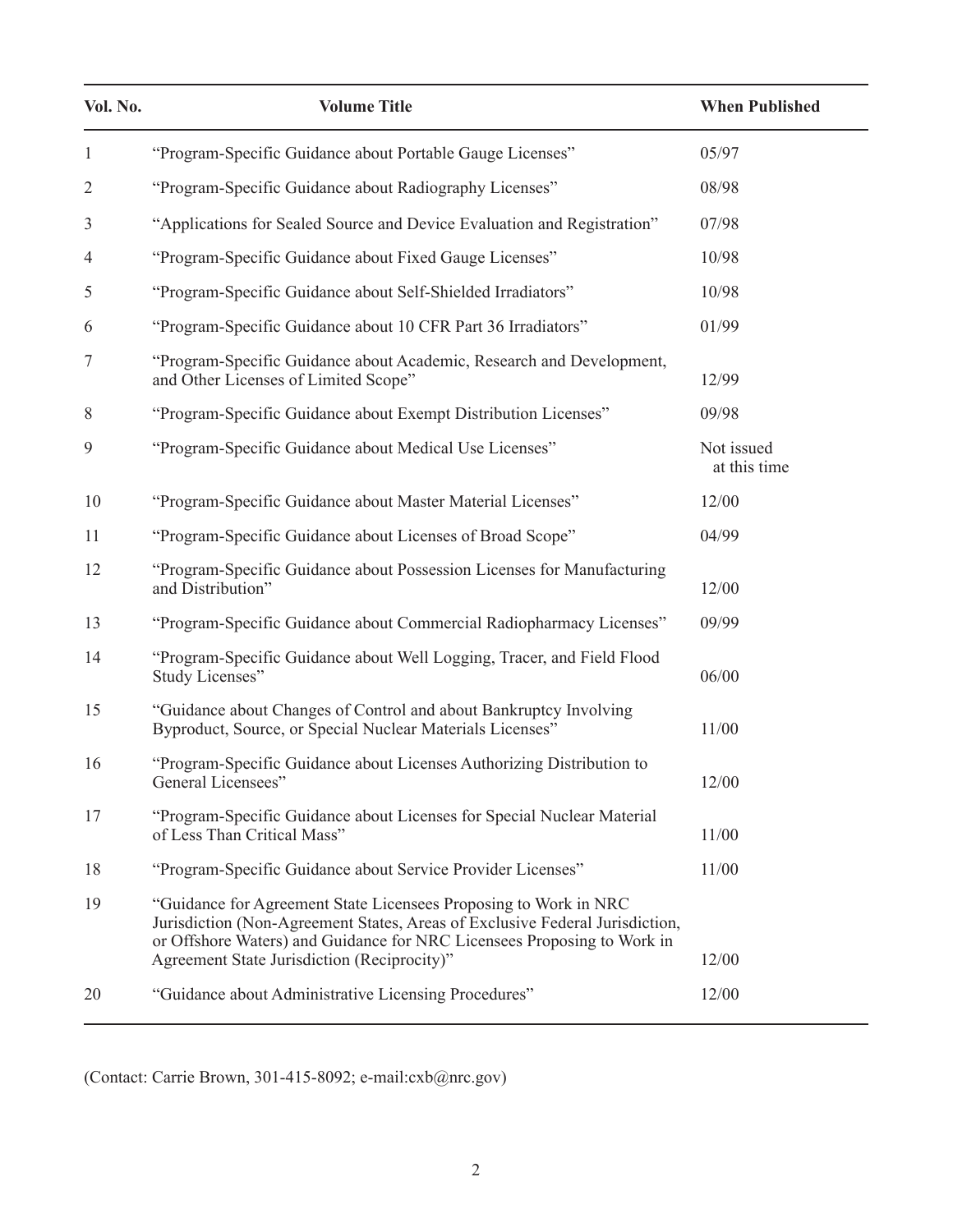| Vol. No. | Volume Title | When Published |
| --- | --- | --- |
| 1 | "Program-Specific Guidance about Portable Gauge Licenses" | 05/97 |
| 2 | "Program-Specific Guidance about Radiography Licenses" | 08/98 |
| 3 | "Applications for Sealed Source and Device Evaluation and Registration" | 07/98 |
| 4 | "Program-Specific Guidance about Fixed Gauge Licenses" | 10/98 |
| 5 | "Program-Specific Guidance about Self-Shielded Irradiators" | 10/98 |
| 6 | "Program-Specific Guidance about 10 CFR Part 36 Irradiators" | 01/99 |
| 7 | "Program-Specific Guidance about Academic, Research and Development, and Other Licenses of Limited Scope" | 12/99 |
| 8 | "Program-Specific Guidance about Exempt Distribution Licenses" | 09/98 |
| 9 | "Program-Specific Guidance about Medical Use Licenses" | Not issued at this time |
| 10 | "Program-Specific Guidance about Master Material Licenses" | 12/00 |
| 11 | "Program-Specific Guidance about Licenses of Broad Scope" | 04/99 |
| 12 | "Program-Specific Guidance about Possession Licenses for Manufacturing and Distribution" | 12/00 |
| 13 | "Program-Specific Guidance about Commercial Radiopharmacy Licenses" | 09/99 |
| 14 | "Program-Specific Guidance about Well Logging, Tracer, and Field Flood Study Licenses" | 06/00 |
| 15 | "Guidance about Changes of Control and about Bankruptcy Involving Byproduct, Source, or Special Nuclear Materials Licenses" | 11/00 |
| 16 | "Program-Specific Guidance about Licenses Authorizing Distribution to General Licensees" | 12/00 |
| 17 | "Program-Specific Guidance about Licenses for Special Nuclear Material of Less Than Critical Mass" | 11/00 |
| 18 | "Program-Specific Guidance about Service Provider Licenses" | 11/00 |
| 19 | "Guidance for Agreement State Licensees Proposing to Work in NRC Jurisdiction (Non-Agreement States, Areas of Exclusive Federal Jurisdiction, or Offshore Waters) and Guidance for NRC Licensees Proposing to Work in Agreement State Jurisdiction (Reciprocity)" | 12/00 |
| 20 | "Guidance about Administrative Licensing Procedures" | 12/00 |

(Contact: Carrie Brown, 301-415-8092; e-mail:cxb@nrc.gov)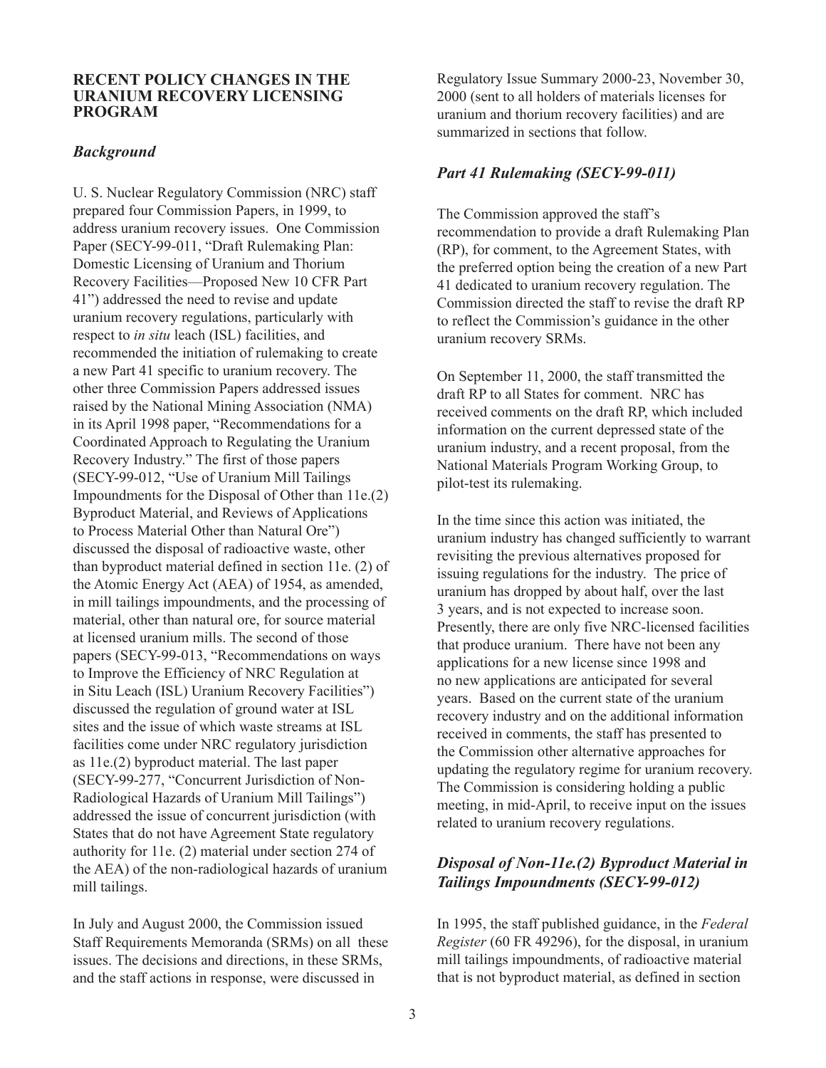## RECENT POLICY CHANGES IN THE URANIUM RECOVERY LICENSING PROGRAM

### *Background*

U. S. Nuclear Regulatory Commission (NRC) staff prepared four Commission Papers, in 1999, to address uranium recovery issues. One Commission Paper (SECY-99-011, "Draft Rulemaking Plan: Domestic Licensing of Uranium and Thorium Recovery Facilities—Proposed New 10 CFR Part 41") addressed the need to revise and update uranium recovery regulations, particularly with respect to *in situ* leach (ISL) facilities, and recommended the initiation of rulemaking to create a new Part 41 specific to uranium recovery. The other three Commission Papers addressed issues raised by the National Mining Association (NMA) in its April 1998 paper, "Recommendations for a Coordinated Approach to Regulating the Uranium Recovery Industry." The first of those papers (SECY-99-012, "Use of Uranium Mill Tailings Impoundments for the Disposal of Other than 11e.(2) Byproduct Material, and Reviews of Applications to Process Material Other than Natural Ore") discussed the disposal of radioactive waste, other than byproduct material defined in section 11e. (2) of the Atomic Energy Act (AEA) of 1954, as amended, in mill tailings impoundments, and the processing of material, other than natural ore, for source material at licensed uranium mills. The second of those papers (SECY-99-013, "Recommendations on ways to Improve the Efficiency of NRC Regulation at in Situ Leach (ISL) Uranium Recovery Facilities") discussed the regulation of ground water at ISL sites and the issue of which waste streams at ISL facilities come under NRC regulatory jurisdiction as 11e.(2) byproduct material. The last paper (SECY-99-277, "Concurrent Jurisdiction of Non-Radiological Hazards of Uranium Mill Tailings") addressed the issue of concurrent jurisdiction (with States that do not have Agreement State regulatory authority for 11e. (2) material under section 274 of the AEA) of the non-radiological hazards of uranium mill tailings.

In July and August 2000, the Commission issued Staff Requirements Memoranda (SRMs) on all these issues. The decisions and directions, in these SRMs, and the staff actions in response, were discussed in Regulatory Issue Summary 2000-23, November 30, 2000 (sent to all holders of materials licenses for uranium and thorium recovery facilities) and are summarized in sections that follow.

### *Part 41 Rulemaking (SECY-99-011)*

The Commission approved the staff's recommendation to provide a draft Rulemaking Plan (RP), for comment, to the Agreement States, with the preferred option being the creation of a new Part 41 dedicated to uranium recovery regulation. The Commission directed the staff to revise the draft RP to reflect the Commission's guidance in the other uranium recovery SRMs.

On September 11, 2000, the staff transmitted the draft RP to all States for comment. NRC has received comments on the draft RP, which included information on the current depressed state of the uranium industry, and a recent proposal, from the National Materials Program Working Group, to pilot-test its rulemaking.

In the time since this action was initiated, the uranium industry has changed sufficiently to warrant revisiting the previous alternatives proposed for issuing regulations for the industry. The price of uranium has dropped by about half, over the last 3 years, and is not expected to increase soon. Presently, there are only five NRC-licensed facilities that produce uranium. There have not been any applications for a new license since 1998 and no new applications are anticipated for several years. Based on the current state of the uranium recovery industry and on the additional information received in comments, the staff has presented to the Commission other alternative approaches for updating the regulatory regime for uranium recovery. The Commission is considering holding a public meeting, in mid-April, to receive input on the issues related to uranium recovery regulations.

### *Disposal of Non-11e.(2) Byproduct Material in Tailings Impoundments (SECY-99-012)*

In 1995, the staff published guidance, in the *Federal Register* (60 FR 49296), for the disposal, in uranium mill tailings impoundments, of radioactive material that is not byproduct material, as defined in section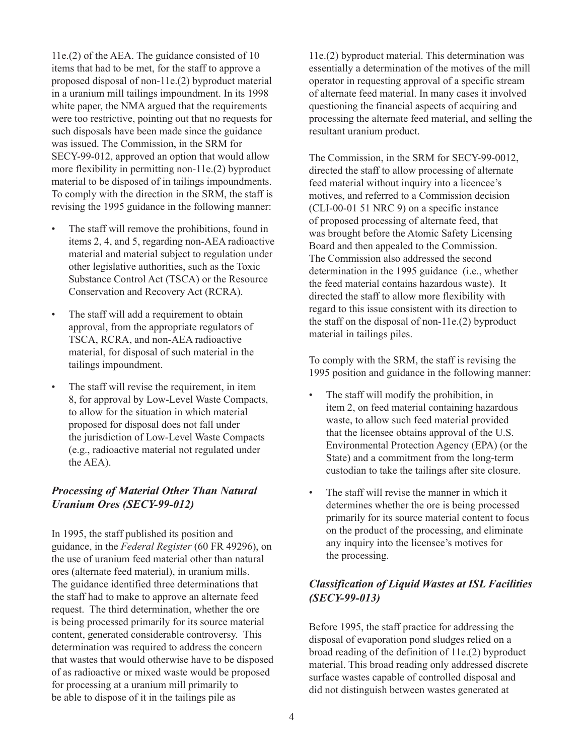11e.(2) of the AEA. The guidance consisted of 10 items that had to be met, for the staff to approve a proposed disposal of non-11e.(2) byproduct material in a uranium mill tailings impoundment. In its 1998 white paper, the NMA argued that the requirements were too restrictive, pointing out that no requests for such disposals have been made since the guidance was issued. The Commission, in the SRM for SECY-99-012, approved an option that would allow more flexibility in permitting non-11e.(2) byproduct material to be disposed of in tailings impoundments. To comply with the direction in the SRM, the staff is revising the 1995 guidance in the following manner:

- The staff will remove the prohibitions, found in items 2, 4, and 5, regarding non-AEA radioactive material and material subject to regulation under other legislative authorities, such as the Toxic Substance Control Act (TSCA) or the Resource Conservation and Recovery Act (RCRA).
- The staff will add a requirement to obtain approval, from the appropriate regulators of TSCA, RCRA, and non-AEA radioactive material, for disposal of such material in the tailings impoundment.
- The staff will revise the requirement, in item 8, for approval by Low-Level Waste Compacts, to allow for the situation in which material proposed for disposal does not fall under the jurisdiction of Low-Level Waste Compacts (e.g., radioactive material not regulated under the AEA).

### *Processing of Material Other Than Natural Uranium Ores (SECY-99-012)*

In 1995, the staff published its position and guidance, in the *Federal Register* (60 FR 49296), on the use of uranium feed material other than natural ores (alternate feed material), in uranium mills. The guidance identified three determinations that the staff had to make to approve an alternate feed request. The third determination, whether the ore is being processed primarily for its source material content, generated considerable controversy. This determination was required to address the concern that wastes that would otherwise have to be disposed of as radioactive or mixed waste would be proposed for processing at a uranium mill primarily to be able to dispose of it in the tailings pile as 11e.(2) byproduct material. This determination was essentially a determination of the motives of the mill operator in requesting approval of a specific stream of alternate feed material. In many cases it involved questioning the financial aspects of acquiring and processing the alternate feed material, and selling the resultant uranium product.

The Commission, in the SRM for SECY-99-0012, directed the staff to allow processing of alternate feed material without inquiry into a licencee's motives, and referred to a Commission decision (CLI-00-01 51 NRC 9) on a specific instance of proposed processing of alternate feed, that was brought before the Atomic Safety Licensing Board and then appealed to the Commission. The Commission also addressed the second determination in the 1995 guidance (i.e., whether the feed material contains hazardous waste). It directed the staff to allow more flexibility with regard to this issue consistent with its direction to the staff on the disposal of non-11e.(2) byproduct material in tailings piles.

To comply with the SRM, the staff is revising the 1995 position and guidance in the following manner:

- The staff will modify the prohibition, in item 2, on feed material containing hazardous waste, to allow such feed material provided that the licensee obtains approval of the U.S. Environmental Protection Agency (EPA) (or the State) and a commitment from the long-term custodian to take the tailings after site closure.
- The staff will revise the manner in which it determines whether the ore is being processed primarily for its source material content to focus on the product of the processing, and eliminate any inquiry into the licensee's motives for the processing.

### *Classification of Liquid Wastes at ISL Facilities (SECY-99-013)*

Before 1995, the staff practice for addressing the disposal of evaporation pond sludges relied on a broad reading of the definition of 11e.(2) byproduct material. This broad reading only addressed discrete surface wastes capable of controlled disposal and did not distinguish between wastes generated at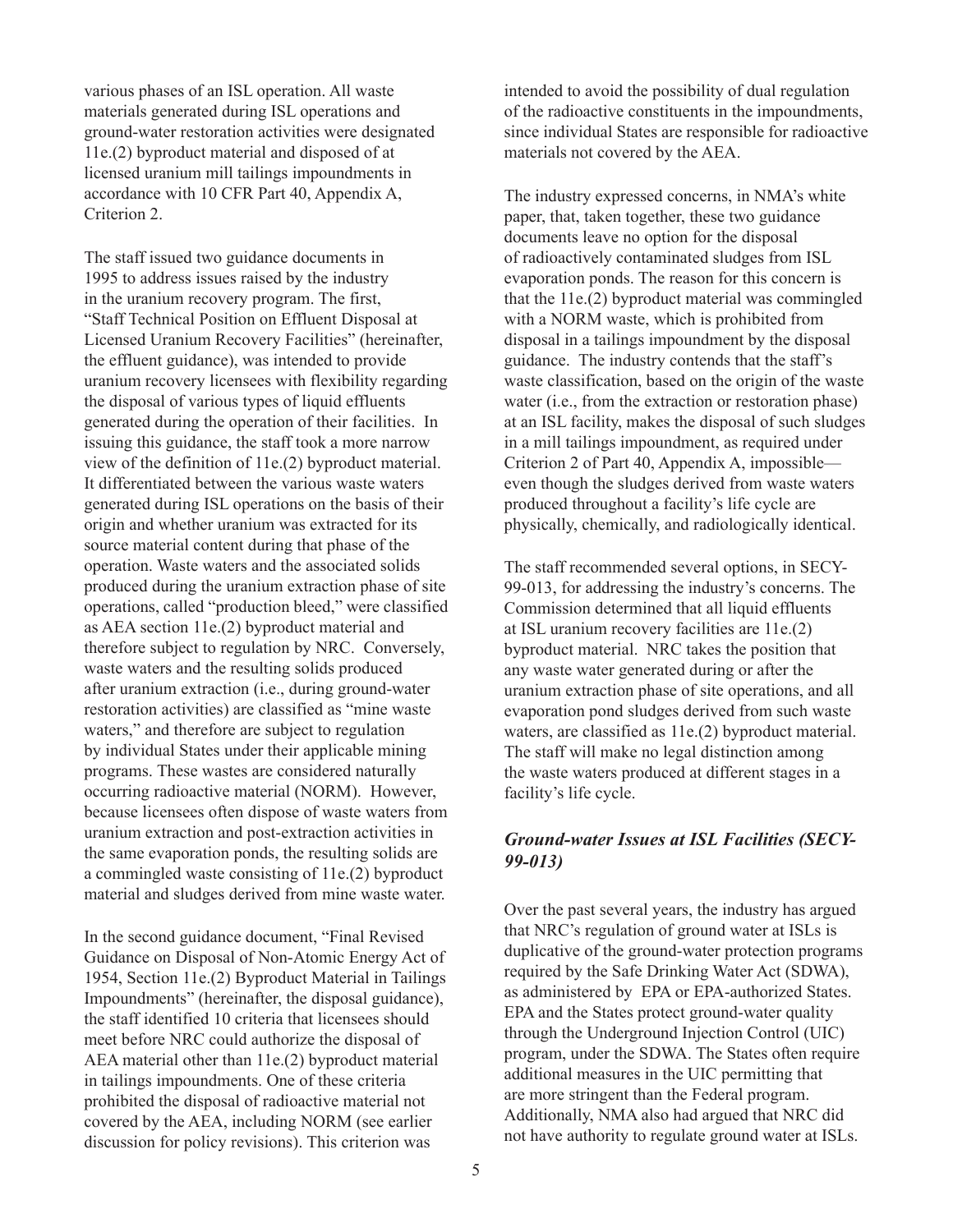various phases of an ISL operation. All waste materials generated during ISL operations and ground-water restoration activities were designated 11e.(2) byproduct material and disposed of at licensed uranium mill tailings impoundments in accordance with 10 CFR Part 40, Appendix A, Criterion 2.

The staff issued two guidance documents in 1995 to address issues raised by the industry in the uranium recovery program. The first, "Staff Technical Position on Effluent Disposal at Licensed Uranium Recovery Facilities" (hereinafter, the effluent guidance), was intended to provide uranium recovery licensees with flexibility regarding the disposal of various types of liquid effluents generated during the operation of their facilities. In issuing this guidance, the staff took a more narrow view of the definition of 11e.(2) byproduct material. It differentiated between the various waste waters generated during ISL operations on the basis of their origin and whether uranium was extracted for its source material content during that phase of the operation. Waste waters and the associated solids produced during the uranium extraction phase of site operations, called "production bleed," were classified as AEA section 11e.(2) byproduct material and therefore subject to regulation by NRC. Conversely, waste waters and the resulting solids produced after uranium extraction (i.e., during ground-water restoration activities) are classified as "mine waste waters," and therefore are subject to regulation by individual States under their applicable mining programs. These wastes are considered naturally occurring radioactive material (NORM). However, because licensees often dispose of waste waters from uranium extraction and post-extraction activities in the same evaporation ponds, the resulting solids are a commingled waste consisting of 11e.(2) byproduct material and sludges derived from mine waste water.

In the second guidance document, "Final Revised Guidance on Disposal of Non-Atomic Energy Act of 1954, Section 11e.(2) Byproduct Material in Tailings Impoundments" (hereinafter, the disposal guidance), the staff identified 10 criteria that licensees should meet before NRC could authorize the disposal of AEA material other than 11e.(2) byproduct material in tailings impoundments. One of these criteria prohibited the disposal of radioactive material not covered by the AEA, including NORM (see earlier discussion for policy revisions). This criterion was intended to avoid the possibility of dual regulation of the radioactive constituents in the impoundments, since individual States are responsible for radioactive materials not covered by the AEA.

The industry expressed concerns, in NMA's white paper, that, taken together, these two guidance documents leave no option for the disposal of radioactively contaminated sludges from ISL evaporation ponds. The reason for this concern is that the 11e.(2) byproduct material was commingled with a NORM waste, which is prohibited from disposal in a tailings impoundment by the disposal guidance. The industry contends that the staff's waste classification, based on the origin of the waste water (i.e., from the extraction or restoration phase) at an ISL facility, makes the disposal of such sludges in a mill tailings impoundment, as required under Criterion 2 of Part 40, Appendix A, impossible—even though the sludges derived from waste waters produced throughout a facility's life cycle are physically, chemically, and radiologically identical.

The staff recommended several options, in SECY-99-013, for addressing the industry's concerns. The Commission determined that all liquid effluents at ISL uranium recovery facilities are 11e.(2) byproduct material. NRC takes the position that any waste water generated during or after the uranium extraction phase of site operations, and all evaporation pond sludges derived from such waste waters, are classified as 11e.(2) byproduct material. The staff will make no legal distinction among the waste waters produced at different stages in a facility's life cycle.

### *Ground-water Issues at ISL Facilities (SECY-99-013)*

Over the past several years, the industry has argued that NRC's regulation of ground water at ISLs is duplicative of the ground-water protection programs required by the Safe Drinking Water Act (SDWA), as administered by EPA or EPA-authorized States. EPA and the States protect ground-water quality through the Underground Injection Control (UIC) program, under the SDWA. The States often require additional measures in the UIC permitting that are more stringent than the Federal program. Additionally, NMA also had argued that NRC did not have authority to regulate ground water at ISLs.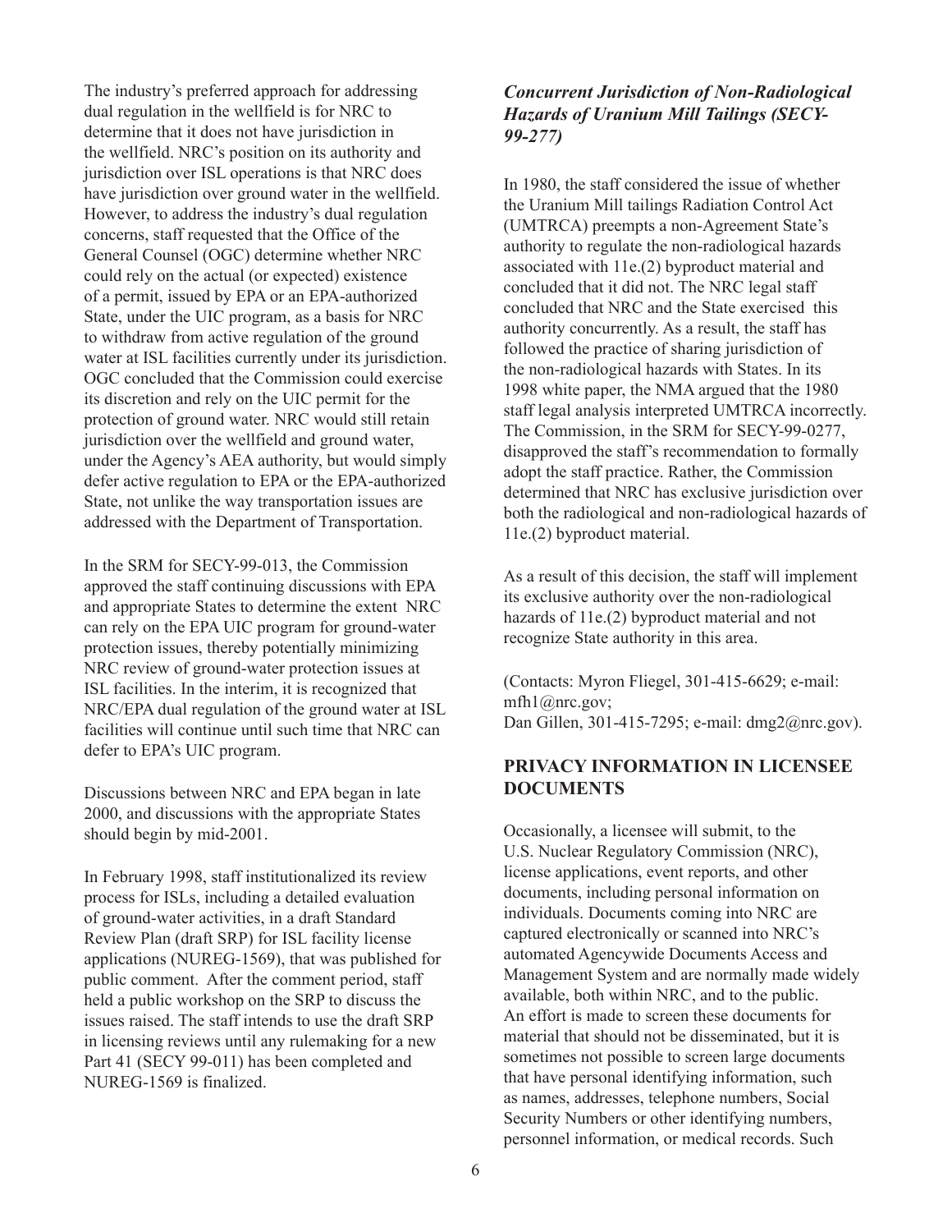The industry's preferred approach for addressing dual regulation in the wellfield is for NRC to determine that it does not have jurisdiction in the wellfield. NRC's position on its authority and jurisdiction over ISL operations is that NRC does have jurisdiction over ground water in the wellfield. However, to address the industry's dual regulation concerns, staff requested that the Office of the General Counsel (OGC) determine whether NRC could rely on the actual (or expected) existence of a permit, issued by EPA or an EPA-authorized State, under the UIC program, as a basis for NRC to withdraw from active regulation of the ground water at ISL facilities currently under its jurisdiction. OGC concluded that the Commission could exercise its discretion and rely on the UIC permit for the protection of ground water. NRC would still retain jurisdiction over the wellfield and ground water, under the Agency's AEA authority, but would simply defer active regulation to EPA or the EPA-authorized State, not unlike the way transportation issues are addressed with the Department of Transportation.

In the SRM for SECY-99-013, the Commission approved the staff continuing discussions with EPA and appropriate States to determine the extent NRC can rely on the EPA UIC program for ground-water protection issues, thereby potentially minimizing NRC review of ground-water protection issues at ISL facilities. In the interim, it is recognized that NRC/EPA dual regulation of the ground water at ISL facilities will continue until such time that NRC can defer to EPA's UIC program.

Discussions between NRC and EPA began in late 2000, and discussions with the appropriate States should begin by mid-2001.

In February 1998, staff institutionalized its review process for ISLs, including a detailed evaluation of ground-water activities, in a draft Standard Review Plan (draft SRP) for ISL facility license applications (NUREG-1569), that was published for public comment. After the comment period, staff held a public workshop on the SRP to discuss the issues raised. The staff intends to use the draft SRP in licensing reviews until any rulemaking for a new Part 41 (SECY 99-011) has been completed and NUREG-1569 is finalized.

### *Concurrent Jurisdiction of Non-Radiological Hazards of Uranium Mill Tailings (SECY-99-277)*

In 1980, the staff considered the issue of whether the Uranium Mill tailings Radiation Control Act (UMTRCA) preempts a non-Agreement State's authority to regulate the non-radiological hazards associated with 11e.(2) byproduct material and concluded that it did not. The NRC legal staff concluded that NRC and the State exercised this authority concurrently. As a result, the staff has followed the practice of sharing jurisdiction of the non-radiological hazards with States. In its 1998 white paper, the NMA argued that the 1980 staff legal analysis interpreted UMTRCA incorrectly. The Commission, in the SRM for SECY-99-0277, disapproved the staff's recommendation to formally adopt the staff practice. Rather, the Commission determined that NRC has exclusive jurisdiction over both the radiological and non-radiological hazards of 11e.(2) byproduct material.

As a result of this decision, the staff will implement its exclusive authority over the non-radiological hazards of 11e.(2) byproduct material and not recognize State authority in this area.

(Contacts: Myron Fliegel, 301-415-6629; e-mail: mfh1@nrc.gov;
Dan Gillen, 301-415-7295; e-mail: dmg2@nrc.gov).

## PRIVACY INFORMATION IN LICENSEE DOCUMENTS

Occasionally, a licensee will submit, to the U.S. Nuclear Regulatory Commission (NRC), license applications, event reports, and other documents, including personal information on individuals. Documents coming into NRC are captured electronically or scanned into NRC's automated Agencywide Documents Access and Management System and are normally made widely available, both within NRC, and to the public. An effort is made to screen these documents for material that should not be disseminated, but it is sometimes not possible to screen large documents that have personal identifying information, such as names, addresses, telephone numbers, Social Security Numbers or other identifying numbers, personnel information, or medical records. Such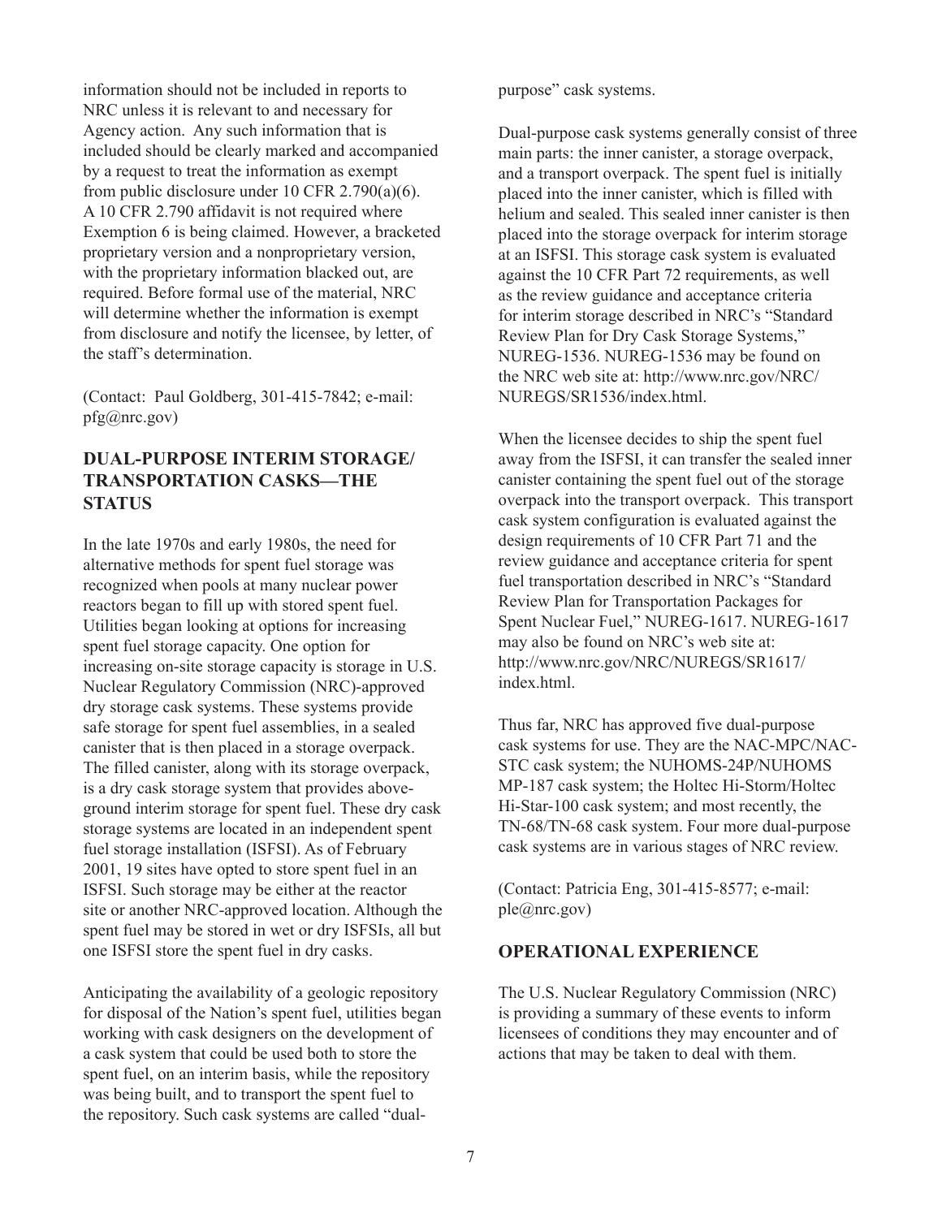information should not be included in reports to NRC unless it is relevant to and necessary for Agency action. Any such information that is included should be clearly marked and accompanied by a request to treat the information as exempt from public disclosure under 10 CFR 2.790(a)(6). A 10 CFR 2.790 affidavit is not required where Exemption 6 is being claimed. However, a bracketed proprietary version and a nonproprietary version, with the proprietary information blacked out, are required. Before formal use of the material, NRC will determine whether the information is exempt from disclosure and notify the licensee, by letter, of the staff's determination.

(Contact: Paul Goldberg, 301-415-7842; e-mail: pfg@nrc.gov)

## DUAL-PURPOSE INTERIM STORAGE/ TRANSPORTATION CASKS—THE STATUS

In the late 1970s and early 1980s, the need for alternative methods for spent fuel storage was recognized when pools at many nuclear power reactors began to fill up with stored spent fuel. Utilities began looking at options for increasing spent fuel storage capacity. One option for increasing on-site storage capacity is storage in U.S. Nuclear Regulatory Commission (NRC)-approved dry storage cask systems. These systems provide safe storage for spent fuel assemblies, in a sealed canister that is then placed in a storage overpack. The filled canister, along with its storage overpack, is a dry cask storage system that provides above-ground interim storage for spent fuel. These dry cask storage systems are located in an independent spent fuel storage installation (ISFSI). As of February 2001, 19 sites have opted to store spent fuel in an ISFSI. Such storage may be either at the reactor site or another NRC-approved location. Although the spent fuel may be stored in wet or dry ISFSIs, all but one ISFSI store the spent fuel in dry casks.

Anticipating the availability of a geologic repository for disposal of the Nation's spent fuel, utilities began working with cask designers on the development of a cask system that could be used both to store the spent fuel, on an interim basis, while the repository was being built, and to transport the spent fuel to the repository. Such cask systems are called "dual-purpose" cask systems.

Dual-purpose cask systems generally consist of three main parts: the inner canister, a storage overpack, and a transport overpack. The spent fuel is initially placed into the inner canister, which is filled with helium and sealed. This sealed inner canister is then placed into the storage overpack for interim storage at an ISFSI. This storage cask system is evaluated against the 10 CFR Part 72 requirements, as well as the review guidance and acceptance criteria for interim storage described in NRC's "Standard Review Plan for Dry Cask Storage Systems," NUREG-1536. NUREG-1536 may be found on the NRC web site at: http://www.nrc.gov/NRC/NUREGS/SR1536/index.html.

When the licensee decides to ship the spent fuel away from the ISFSI, it can transfer the sealed inner canister containing the spent fuel out of the storage overpack into the transport overpack. This transport cask system configuration is evaluated against the design requirements of 10 CFR Part 71 and the review guidance and acceptance criteria for spent fuel transportation described in NRC's "Standard Review Plan for Transportation Packages for Spent Nuclear Fuel," NUREG-1617. NUREG-1617 may also be found on NRC's web site at: http://www.nrc.gov/NRC/NUREGS/SR1617/index.html.

Thus far, NRC has approved five dual-purpose cask systems for use. They are the NAC-MPC/NAC-STC cask system; the NUHOMS-24P/NUHOMS MP-187 cask system; the Holtec Hi-Storm/Holtec Hi-Star-100 cask system; and most recently, the TN-68/TN-68 cask system. Four more dual-purpose cask systems are in various stages of NRC review.

(Contact: Patricia Eng, 301-415-8577; e-mail: ple@nrc.gov)

## OPERATIONAL EXPERIENCE

The U.S. Nuclear Regulatory Commission (NRC) is providing a summary of these events to inform licensees of conditions they may encounter and of actions that may be taken to deal with them.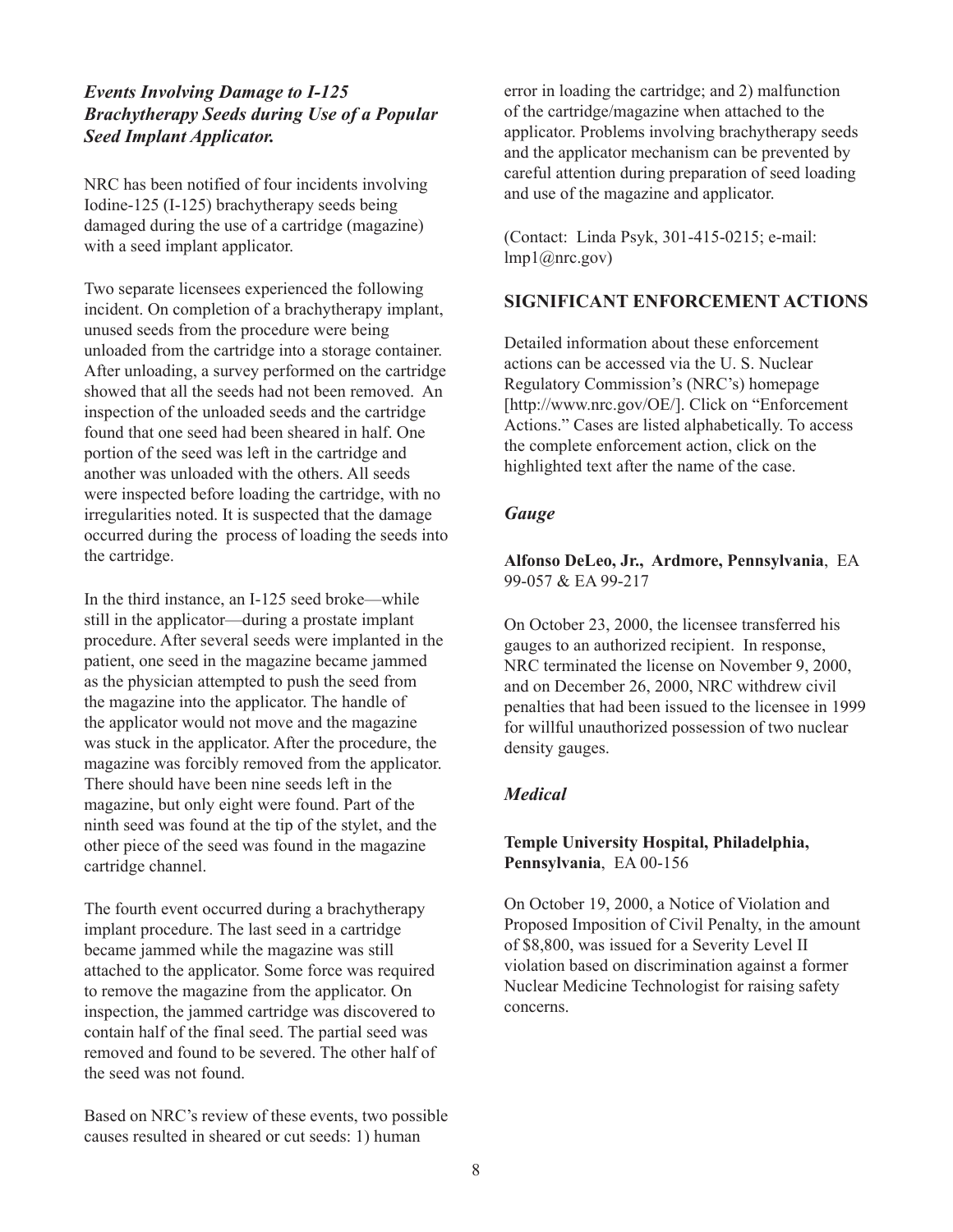### *Events Involving Damage to I-125 Brachytherapy Seeds during Use of a Popular Seed Implant Applicator.*

NRC has been notified of four incidents involving Iodine-125 (I-125) brachytherapy seeds being damaged during the use of a cartridge (magazine) with a seed implant applicator.

Two separate licensees experienced the following incident. On completion of a brachytherapy implant, unused seeds from the procedure were being unloaded from the cartridge into a storage container. After unloading, a survey performed on the cartridge showed that all the seeds had not been removed. An inspection of the unloaded seeds and the cartridge found that one seed had been sheared in half. One portion of the seed was left in the cartridge and another was unloaded with the others. All seeds were inspected before loading the cartridge, with no irregularities noted. It is suspected that the damage occurred during the process of loading the seeds into the cartridge.

In the third instance, an I-125 seed broke—while still in the applicator—during a prostate implant procedure. After several seeds were implanted in the patient, one seed in the magazine became jammed as the physician attempted to push the seed from the magazine into the applicator. The handle of the applicator would not move and the magazine was stuck in the applicator. After the procedure, the magazine was forcibly removed from the applicator. There should have been nine seeds left in the magazine, but only eight were found. Part of the ninth seed was found at the tip of the stylet, and the other piece of the seed was found in the magazine cartridge channel.

The fourth event occurred during a brachytherapy implant procedure. The last seed in a cartridge became jammed while the magazine was still attached to the applicator. Some force was required to remove the magazine from the applicator. On inspection, the jammed cartridge was discovered to contain half of the final seed. The partial seed was removed and found to be severed. The other half of the seed was not found.

Based on NRC's review of these events, two possible causes resulted in sheared or cut seeds: 1) human error in loading the cartridge; and 2) malfunction of the cartridge/magazine when attached to the applicator. Problems involving brachytherapy seeds and the applicator mechanism can be prevented by careful attention during preparation of seed loading and use of the magazine and applicator.

(Contact: Linda Psyk, 301-415-0215; e-mail: lmp1@nrc.gov)

## SIGNIFICANT ENFORCEMENT ACTIONS

Detailed information about these enforcement actions can be accessed via the U. S. Nuclear Regulatory Commission's (NRC's) homepage [http://www.nrc.gov/OE/]. Click on "Enforcement Actions." Cases are listed alphabetically. To access the complete enforcement action, click on the highlighted text after the name of the case.

### *Gauge*

**Alfonso DeLeo, Jr., Ardmore, Pennsylvania**, EA 99-057 & EA 99-217

On October 23, 2000, the licensee transferred his gauges to an authorized recipient. In response, NRC terminated the license on November 9, 2000, and on December 26, 2000, NRC withdrew civil penalties that had been issued to the licensee in 1999 for willful unauthorized possession of two nuclear density gauges.

### *Medical*

**Temple University Hospital, Philadelphia, Pennsylvania**, EA 00-156

On October 19, 2000, a Notice of Violation and Proposed Imposition of Civil Penalty, in the amount of $8,800, was issued for a Severity Level II violation based on discrimination against a former Nuclear Medicine Technologist for raising safety concerns.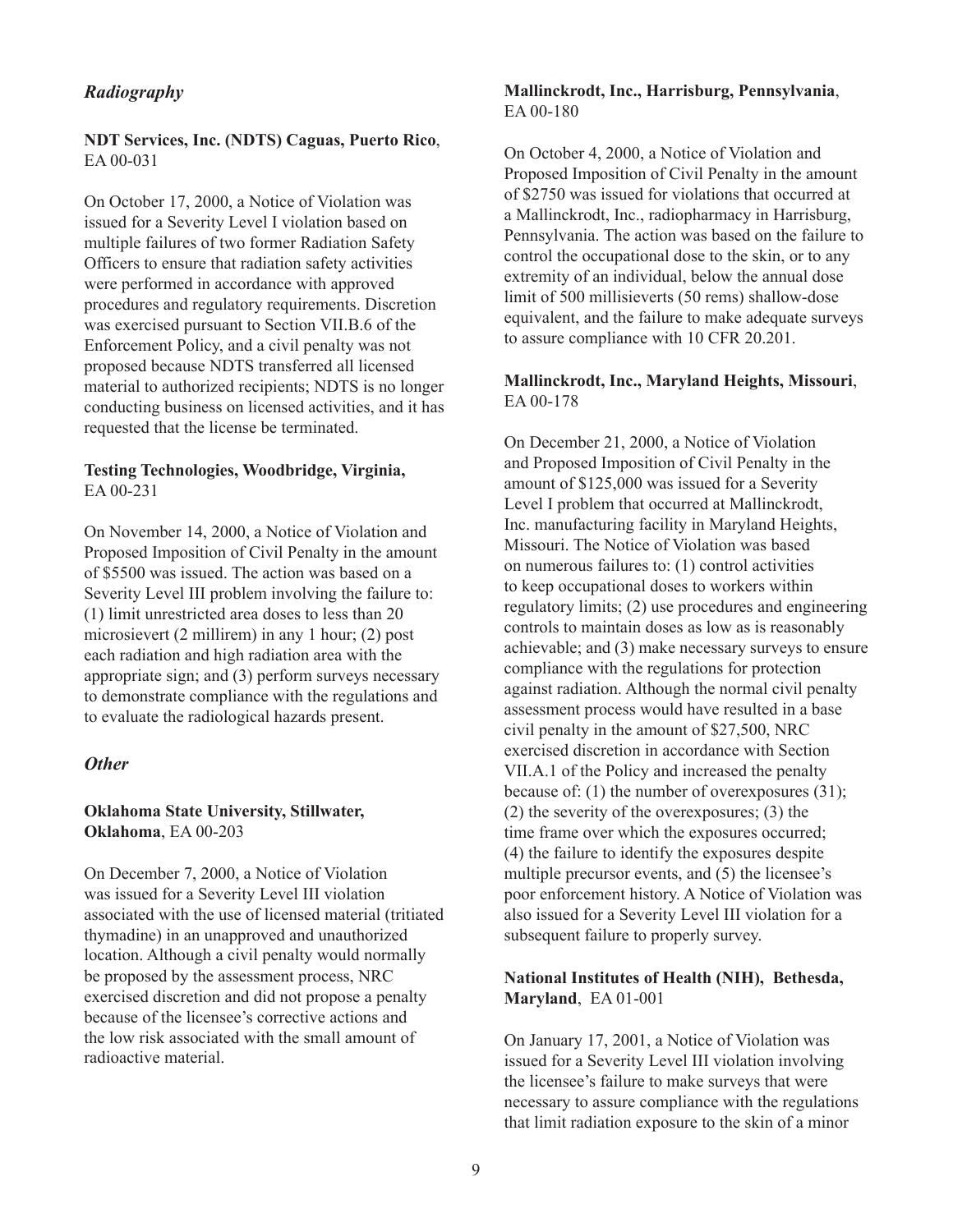### *Radiography*

**NDT Services, Inc. (NDTS) Caguas, Puerto Rico**, EA 00-031

On October 17, 2000, a Notice of Violation was issued for a Severity Level I violation based on multiple failures of two former Radiation Safety Officers to ensure that radiation safety activities were performed in accordance with approved procedures and regulatory requirements. Discretion was exercised pursuant to Section VII.B.6 of the Enforcement Policy, and a civil penalty was not proposed because NDTS transferred all licensed material to authorized recipients; NDTS is no longer conducting business on licensed activities, and it has requested that the license be terminated.

**Testing Technologies, Woodbridge, Virginia,** EA 00-231

On November 14, 2000, a Notice of Violation and Proposed Imposition of Civil Penalty in the amount of $5500 was issued. The action was based on a Severity Level III problem involving the failure to: (1) limit unrestricted area doses to less than 20 microsievert (2 millirem) in any 1 hour; (2) post each radiation and high radiation area with the appropriate sign; and (3) perform surveys necessary to demonstrate compliance with the regulations and to evaluate the radiological hazards present.

### *Other*

**Oklahoma State University, Stillwater, Oklahoma**, EA 00-203

On December 7, 2000, a Notice of Violation was issued for a Severity Level III violation associated with the use of licensed material (tritiated thymadine) in an unapproved and unauthorized location. Although a civil penalty would normally be proposed by the assessment process, NRC exercised discretion and did not propose a penalty because of the licensee's corrective actions and the low risk associated with the small amount of radioactive material.

**Mallinckrodt, Inc., Harrisburg, Pennsylvania**, EA 00-180

On October 4, 2000, a Notice of Violation and Proposed Imposition of Civil Penalty in the amount of $2750 was issued for violations that occurred at a Mallinckrodt, Inc., radiopharmacy in Harrisburg, Pennsylvania. The action was based on the failure to control the occupational dose to the skin, or to any extremity of an individual, below the annual dose limit of 500 millisieverts (50 rems) shallow-dose equivalent, and the failure to make adequate surveys to assure compliance with 10 CFR 20.201.

**Mallinckrodt, Inc., Maryland Heights, Missouri**, EA 00-178

On December 21, 2000, a Notice of Violation and Proposed Imposition of Civil Penalty in the amount of $125,000 was issued for a Severity Level I problem that occurred at Mallinckrodt, Inc. manufacturing facility in Maryland Heights, Missouri. The Notice of Violation was based on numerous failures to: (1) control activities to keep occupational doses to workers within regulatory limits; (2) use procedures and engineering controls to maintain doses as low as is reasonably achievable; and (3) make necessary surveys to ensure compliance with the regulations for protection against radiation. Although the normal civil penalty assessment process would have resulted in a base civil penalty in the amount of $27,500, NRC exercised discretion in accordance with Section VII.A.1 of the Policy and increased the penalty because of: (1) the number of overexposures (31); (2) the severity of the overexposures; (3) the time frame over which the exposures occurred; (4) the failure to identify the exposures despite multiple precursor events, and (5) the licensee's poor enforcement history. A Notice of Violation was also issued for a Severity Level III violation for a subsequent failure to properly survey.

**National Institutes of Health (NIH), Bethesda, Maryland**, EA 01-001

On January 17, 2001, a Notice of Violation was issued for a Severity Level III violation involving the licensee's failure to make surveys that were necessary to assure compliance with the regulations that limit radiation exposure to the skin of a minor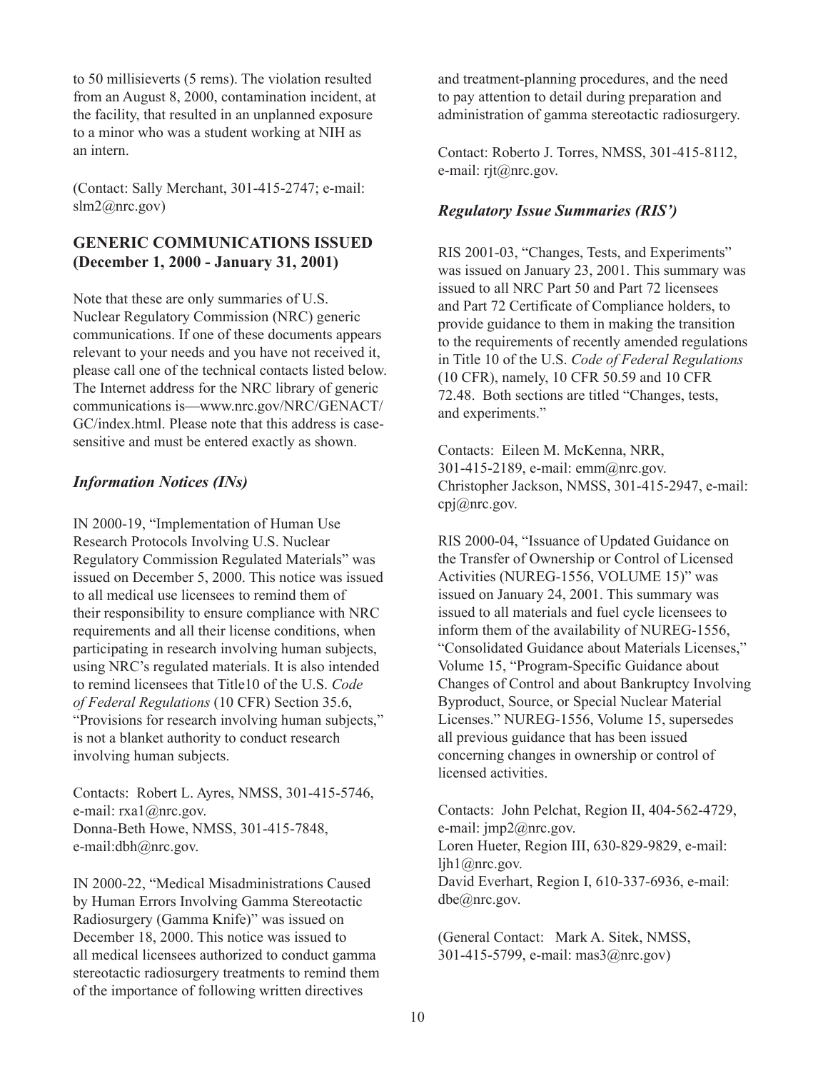to 50 millisieverts (5 rems). The violation resulted from an August 8, 2000, contamination incident, at the facility, that resulted in an unplanned exposure to a minor who was a student working at NIH as an intern.

(Contact: Sally Merchant, 301-415-2747; e-mail: slm2@nrc.gov)

## GENERIC COMMUNICATIONS ISSUED (December 1, 2000 - January 31, 2001)

Note that these are only summaries of U.S. Nuclear Regulatory Commission (NRC) generic communications. If one of these documents appears relevant to your needs and you have not received it, please call one of the technical contacts listed below. The Internet address for the NRC library of generic communications is—www.nrc.gov/NRC/GENACT/GC/index.html. Please note that this address is case-sensitive and must be entered exactly as shown.

### *Information Notices (INs)*

IN 2000-19, "Implementation of Human Use Research Protocols Involving U.S. Nuclear Regulatory Commission Regulated Materials" was issued on December 5, 2000. This notice was issued to all medical use licensees to remind them of their responsibility to ensure compliance with NRC requirements and all their license conditions, when participating in research involving human subjects, using NRC's regulated materials. It is also intended to remind licensees that Title10 of the U.S. *Code of Federal Regulations* (10 CFR) Section 35.6, "Provisions for research involving human subjects," is not a blanket authority to conduct research involving human subjects.

Contacts: Robert L. Ayres, NMSS, 301-415-5746, e-mail: rxa1@nrc.gov.
Donna-Beth Howe, NMSS, 301-415-7848, e-mail:dbh@nrc.gov.

IN 2000-22, "Medical Misadministrations Caused by Human Errors Involving Gamma Stereotactic Radiosurgery (Gamma Knife)" was issued on December 18, 2000. This notice was issued to all medical licensees authorized to conduct gamma stereotactic radiosurgery treatments to remind them of the importance of following written directives and treatment-planning procedures, and the need to pay attention to detail during preparation and administration of gamma stereotactic radiosurgery.

Contact: Roberto J. Torres, NMSS, 301-415-8112, e-mail: rjt@nrc.gov.

### *Regulatory Issue Summaries (RIS')*

RIS 2001-03, "Changes, Tests, and Experiments" was issued on January 23, 2001. This summary was issued to all NRC Part 50 and Part 72 licensees and Part 72 Certificate of Compliance holders, to provide guidance to them in making the transition to the requirements of recently amended regulations in Title 10 of the U.S. *Code of Federal Regulations* (10 CFR), namely, 10 CFR 50.59 and 10 CFR 72.48. Both sections are titled "Changes, tests, and experiments."

Contacts: Eileen M. McKenna, NRR, 301-415-2189, e-mail: emm@nrc.gov.
Christopher Jackson, NMSS, 301-415-2947, e-mail: cpj@nrc.gov.

RIS 2000-04, "Issuance of Updated Guidance on the Transfer of Ownership or Control of Licensed Activities (NUREG-1556, VOLUME 15)" was issued on January 24, 2001. This summary was issued to all materials and fuel cycle licensees to inform them of the availability of NUREG-1556, "Consolidated Guidance about Materials Licenses," Volume 15, "Program-Specific Guidance about Changes of Control and about Bankruptcy Involving Byproduct, Source, or Special Nuclear Material Licenses." NUREG-1556, Volume 15, supersedes all previous guidance that has been issued concerning changes in ownership or control of licensed activities.

Contacts: John Pelchat, Region II, 404-562-4729, e-mail: jmp2@nrc.gov.
Loren Hueter, Region III, 630-829-9829, e-mail: ljh1@nrc.gov.
David Everhart, Region I, 610-337-6936, e-mail: dbe@nrc.gov.

(General Contact: Mark A. Sitek, NMSS, 301-415-5799, e-mail: mas3@nrc.gov)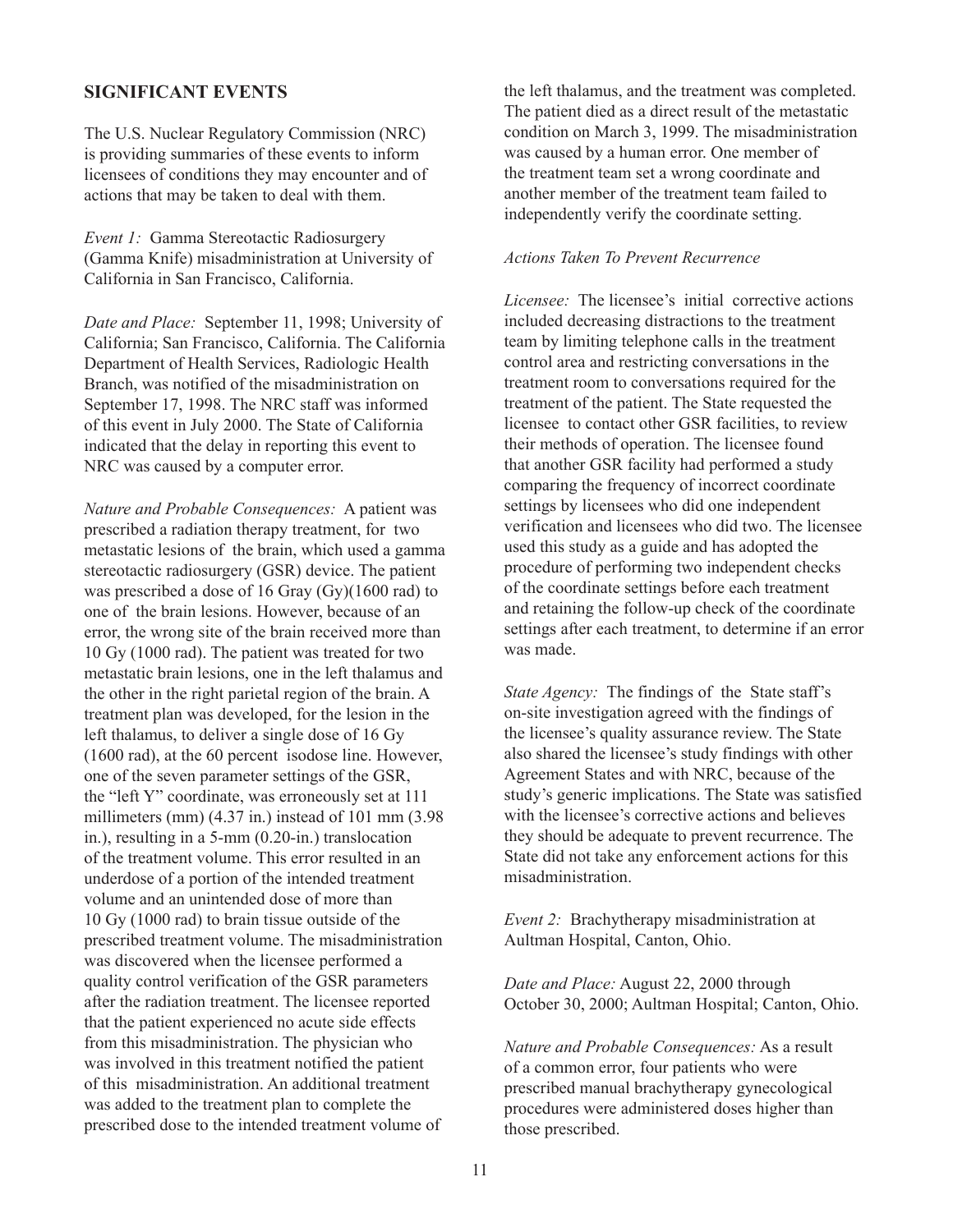## SIGNIFICANT EVENTS

The U.S. Nuclear Regulatory Commission (NRC) is providing summaries of these events to inform licensees of conditions they may encounter and of actions that may be taken to deal with them.

*Event 1:* Gamma Stereotactic Radiosurgery (Gamma Knife) misadministration at University of California in San Francisco, California.

*Date and Place:* September 11, 1998; University of California; San Francisco, California. The California Department of Health Services, Radiologic Health Branch, was notified of the misadministration on September 17, 1998. The NRC staff was informed of this event in July 2000. The State of California indicated that the delay in reporting this event to NRC was caused by a computer error.

*Nature and Probable Consequences:* A patient was prescribed a radiation therapy treatment, for two metastatic lesions of the brain, which used a gamma stereotactic radiosurgery (GSR) device. The patient was prescribed a dose of 16 Gray (Gy)(1600 rad) to one of the brain lesions. However, because of an error, the wrong site of the brain received more than 10 Gy (1000 rad). The patient was treated for two metastatic brain lesions, one in the left thalamus and the other in the right parietal region of the brain. A treatment plan was developed, for the lesion in the left thalamus, to deliver a single dose of 16 Gy (1600 rad), at the 60 percent isodose line. However, one of the seven parameter settings of the GSR, the "left Y" coordinate, was erroneously set at 111 millimeters (mm) (4.37 in.) instead of 101 mm (3.98 in.), resulting in a 5-mm (0.20-in.) translocation of the treatment volume. This error resulted in an underdose of a portion of the intended treatment volume and an unintended dose of more than 10 Gy (1000 rad) to brain tissue outside of the prescribed treatment volume. The misadministration was discovered when the licensee performed a quality control verification of the GSR parameters after the radiation treatment. The licensee reported that the patient experienced no acute side effects from this misadministration. The physician who was involved in this treatment notified the patient of this misadministration. An additional treatment was added to the treatment plan to complete the prescribed dose to the intended treatment volume of the left thalamus, and the treatment was completed. The patient died as a direct result of the metastatic condition on March 3, 1999. The misadministration was caused by a human error. One member of the treatment team set a wrong coordinate and another member of the treatment team failed to independently verify the coordinate setting.

*Actions Taken To Prevent Recurrence*

*Licensee:* The licensee's initial corrective actions included decreasing distractions to the treatment team by limiting telephone calls in the treatment control area and restricting conversations in the treatment room to conversations required for the treatment of the patient. The State requested the licensee to contact other GSR facilities, to review their methods of operation. The licensee found that another GSR facility had performed a study comparing the frequency of incorrect coordinate settings by licensees who did one independent verification and licensees who did two. The licensee used this study as a guide and has adopted the procedure of performing two independent checks of the coordinate settings before each treatment and retaining the follow-up check of the coordinate settings after each treatment, to determine if an error was made.

*State Agency:* The findings of the State staff's on-site investigation agreed with the findings of the licensee's quality assurance review. The State also shared the licensee's study findings with other Agreement States and with NRC, because of the study's generic implications. The State was satisfied with the licensee's corrective actions and believes they should be adequate to prevent recurrence. The State did not take any enforcement actions for this misadministration.

*Event 2:* Brachytherapy misadministration at Aultman Hospital, Canton, Ohio.

*Date and Place:* August 22, 2000 through October 30, 2000; Aultman Hospital; Canton, Ohio.

*Nature and Probable Consequences:* As a result of a common error, four patients who were prescribed manual brachytherapy gynecological procedures were administered doses higher than those prescribed.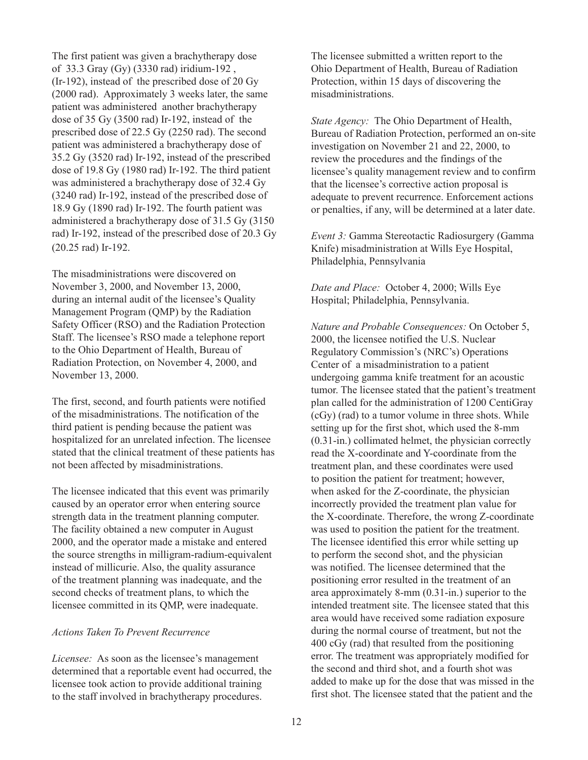The first patient was given a brachytherapy dose of 33.3 Gray (Gy) (3330 rad) iridium-192 , (Ir-192), instead of the prescribed dose of 20 Gy (2000 rad). Approximately 3 weeks later, the same patient was administered another brachytherapy dose of 35 Gy (3500 rad) Ir-192, instead of the prescribed dose of 22.5 Gy (2250 rad). The second patient was administered a brachytherapy dose of 35.2 Gy (3520 rad) Ir-192, instead of the prescribed dose of 19.8 Gy (1980 rad) Ir-192. The third patient was administered a brachytherapy dose of 32.4 Gy (3240 rad) Ir-192, instead of the prescribed dose of 18.9 Gy (1890 rad) Ir-192. The fourth patient was administered a brachytherapy dose of 31.5 Gy (3150 rad) Ir-192, instead of the prescribed dose of 20.3 Gy (20.25 rad) Ir-192.

The misadministrations were discovered on November 3, 2000, and November 13, 2000, during an internal audit of the licensee's Quality Management Program (QMP) by the Radiation Safety Officer (RSO) and the Radiation Protection Staff. The licensee's RSO made a telephone report to the Ohio Department of Health, Bureau of Radiation Protection, on November 4, 2000, and November 13, 2000.

The first, second, and fourth patients were notified of the misadministrations. The notification of the third patient is pending because the patient was hospitalized for an unrelated infection. The licensee stated that the clinical treatment of these patients has not been affected by misadministrations.

The licensee indicated that this event was primarily caused by an operator error when entering source strength data in the treatment planning computer. The facility obtained a new computer in August 2000, and the operator made a mistake and entered the source strengths in milligram-radium-equivalent instead of millicurie. Also, the quality assurance of the treatment planning was inadequate, and the second checks of treatment plans, to which the licensee committed in its QMP, were inadequate.

*Actions Taken To Prevent Recurrence*

*Licensee:* As soon as the licensee's management determined that a reportable event had occurred, the licensee took action to provide additional training to the staff involved in brachytherapy procedures.

The licensee submitted a written report to the Ohio Department of Health, Bureau of Radiation Protection, within 15 days of discovering the misadministrations.

*State Agency:* The Ohio Department of Health, Bureau of Radiation Protection, performed an on-site investigation on November 21 and 22, 2000, to review the procedures and the findings of the licensee's quality management review and to confirm that the licensee's corrective action proposal is adequate to prevent recurrence. Enforcement actions or penalties, if any, will be determined at a later date.

*Event 3:* Gamma Stereotactic Radiosurgery (Gamma Knife) misadministration at Wills Eye Hospital, Philadelphia, Pennsylvania

*Date and Place:* October 4, 2000; Wills Eye Hospital; Philadelphia, Pennsylvania.

*Nature and Probable Consequences:* On October 5, 2000, the licensee notified the U.S. Nuclear Regulatory Commission's (NRC's) Operations Center of a misadministration to a patient undergoing gamma knife treatment for an acoustic tumor. The licensee stated that the patient's treatment plan called for the administration of 1200 CentiGray (cGy) (rad) to a tumor volume in three shots. While setting up for the first shot, which used the 8-mm (0.31-in.) collimated helmet, the physician correctly read the X-coordinate and Y-coordinate from the treatment plan, and these coordinates were used to position the patient for treatment; however, when asked for the Z-coordinate, the physician incorrectly provided the treatment plan value for the X-coordinate. Therefore, the wrong Z-coordinate was used to position the patient for the treatment. The licensee identified this error while setting up to perform the second shot, and the physician was notified. The licensee determined that the positioning error resulted in the treatment of an area approximately 8-mm (0.31-in.) superior to the intended treatment site. The licensee stated that this area would have received some radiation exposure during the normal course of treatment, but not the 400 cGy (rad) that resulted from the positioning error. The treatment was appropriately modified for the second and third shot, and a fourth shot was added to make up for the dose that was missed in the first shot. The licensee stated that the patient and the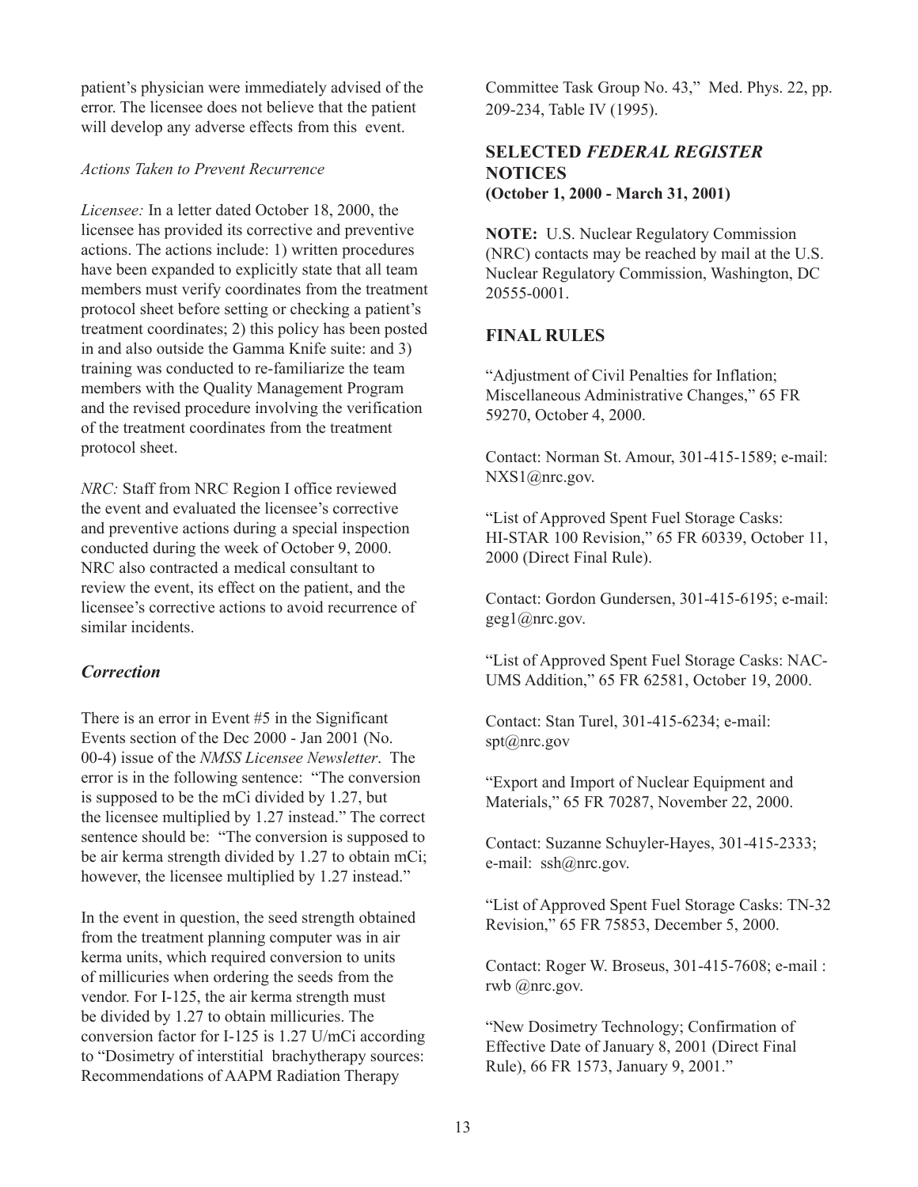patient's physician were immediately advised of the error. The licensee does not believe that the patient will develop any adverse effects from this event.

*Actions Taken to Prevent Recurrence*

*Licensee:* In a letter dated October 18, 2000, the licensee has provided its corrective and preventive actions. The actions include: 1) written procedures have been expanded to explicitly state that all team members must verify coordinates from the treatment protocol sheet before setting or checking a patient's treatment coordinates; 2) this policy has been posted in and also outside the Gamma Knife suite: and 3) training was conducted to re-familiarize the team members with the Quality Management Program and the revised procedure involving the verification of the treatment coordinates from the treatment protocol sheet.

*NRC:* Staff from NRC Region I office reviewed the event and evaluated the licensee's corrective and preventive actions during a special inspection conducted during the week of October 9, 2000. NRC also contracted a medical consultant to review the event, its effect on the patient, and the licensee's corrective actions to avoid recurrence of similar incidents.

### *Correction*

There is an error in Event #5 in the Significant Events section of the Dec 2000 - Jan 2001 (No. 00-4) issue of the *NMSS Licensee Newsletter*. The error is in the following sentence: "The conversion is supposed to be the mCi divided by 1.27, but the licensee multiplied by 1.27 instead." The correct sentence should be: "The conversion is supposed to be air kerma strength divided by 1.27 to obtain mCi; however, the licensee multiplied by 1.27 instead."

In the event in question, the seed strength obtained from the treatment planning computer was in air kerma units, which required conversion to units of millicuries when ordering the seeds from the vendor. For I-125, the air kerma strength must be divided by 1.27 to obtain millicuries. The conversion factor for I-125 is 1.27 U/mCi according to "Dosimetry of interstitial brachytherapy sources: Recommendations of AAPM Radiation Therapy Committee Task Group No. 43," Med. Phys. 22, pp. 209-234, Table IV (1995).

## SELECTED *FEDERAL REGISTER* NOTICES
**(October 1, 2000 - March 31, 2001)**

**NOTE:** U.S. Nuclear Regulatory Commission (NRC) contacts may be reached by mail at the U.S. Nuclear Regulatory Commission, Washington, DC 20555-0001.

## FINAL RULES

"Adjustment of Civil Penalties for Inflation; Miscellaneous Administrative Changes," 65 FR 59270, October 4, 2000.

Contact: Norman St. Amour, 301-415-1589; e-mail: NXS1@nrc.gov.

"List of Approved Spent Fuel Storage Casks: HI-STAR 100 Revision," 65 FR 60339, October 11, 2000 (Direct Final Rule).

Contact: Gordon Gundersen, 301-415-6195; e-mail: geg1@nrc.gov.

"List of Approved Spent Fuel Storage Casks: NAC-UMS Addition," 65 FR 62581, October 19, 2000.

Contact: Stan Turel, 301-415-6234; e-mail: spt@nrc.gov

"Export and Import of Nuclear Equipment and Materials," 65 FR 70287, November 22, 2000.

Contact: Suzanne Schuyler-Hayes, 301-415-2333; e-mail: ssh@nrc.gov.

"List of Approved Spent Fuel Storage Casks: TN-32 Revision," 65 FR 75853, December 5, 2000.

Contact: Roger W. Broseus, 301-415-7608; e-mail : rwb @nrc.gov.

"New Dosimetry Technology; Confirmation of Effective Date of January 8, 2001 (Direct Final Rule), 66 FR 1573, January 9, 2001."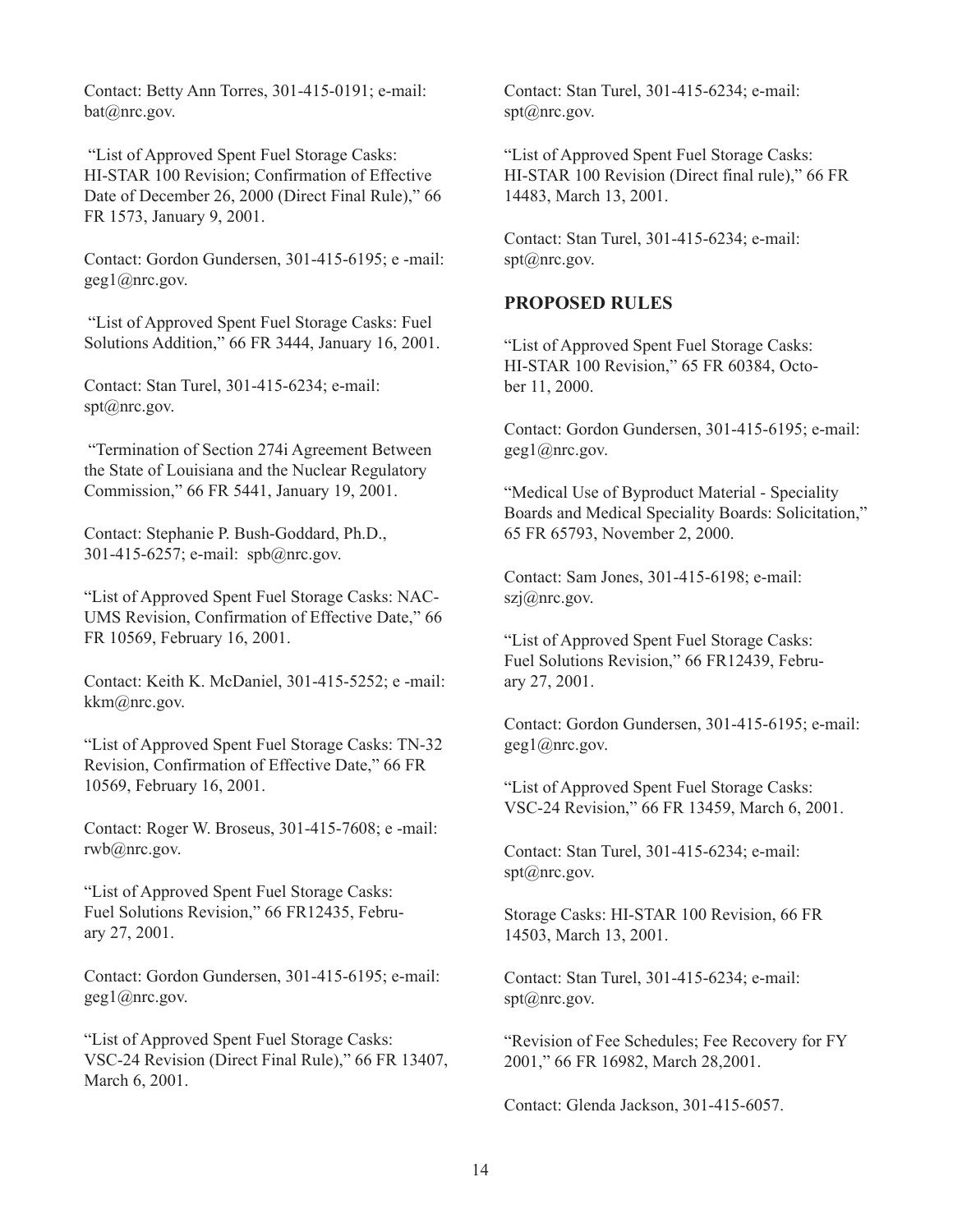Contact: Betty Ann Torres, 301-415-0191; e-mail: bat@nrc.gov.

"List of Approved Spent Fuel Storage Casks: HI-STAR 100 Revision; Confirmation of Effective Date of December 26, 2000 (Direct Final Rule)," 66 FR 1573, January 9, 2001.

Contact: Gordon Gundersen, 301-415-6195; e -mail: geg1@nrc.gov.

"List of Approved Spent Fuel Storage Casks: Fuel Solutions Addition," 66 FR 3444, January 16, 2001.

Contact: Stan Turel, 301-415-6234; e-mail: spt@nrc.gov.

"Termination of Section 274i Agreement Between the State of Louisiana and the Nuclear Regulatory Commission," 66 FR 5441, January 19, 2001.

Contact: Stephanie P. Bush-Goddard, Ph.D., 301-415-6257; e-mail: spb@nrc.gov.

"List of Approved Spent Fuel Storage Casks: NAC-UMS Revision, Confirmation of Effective Date," 66 FR 10569, February 16, 2001.

Contact: Keith K. McDaniel, 301-415-5252; e -mail: kkm@nrc.gov.

"List of Approved Spent Fuel Storage Casks: TN-32 Revision, Confirmation of Effective Date," 66 FR 10569, February 16, 2001.

Contact: Roger W. Broseus, 301-415-7608; e -mail: rwb@nrc.gov.

"List of Approved Spent Fuel Storage Casks: Fuel Solutions Revision," 66 FR12435, February 27, 2001.

Contact: Gordon Gundersen, 301-415-6195; e-mail: geg1@nrc.gov.

"List of Approved Spent Fuel Storage Casks: VSC-24 Revision (Direct Final Rule)," 66 FR 13407, March 6, 2001.

Contact: Stan Turel, 301-415-6234; e-mail: spt@nrc.gov.

"List of Approved Spent Fuel Storage Casks: HI-STAR 100 Revision (Direct final rule)," 66 FR 14483, March 13, 2001.

Contact: Stan Turel, 301-415-6234; e-mail: spt@nrc.gov.

## PROPOSED RULES

"List of Approved Spent Fuel Storage Casks: HI-STAR 100 Revision," 65 FR 60384, October 11, 2000.

Contact: Gordon Gundersen, 301-415-6195; e-mail: geg1@nrc.gov.

"Medical Use of Byproduct Material - Speciality Boards and Medical Speciality Boards: Solicitation," 65 FR 65793, November 2, 2000.

Contact: Sam Jones, 301-415-6198; e-mail: szj@nrc.gov.

"List of Approved Spent Fuel Storage Casks: Fuel Solutions Revision," 66 FR12439, February 27, 2001.

Contact: Gordon Gundersen, 301-415-6195; e-mail: geg1@nrc.gov.

"List of Approved Spent Fuel Storage Casks: VSC-24 Revision," 66 FR 13459, March 6, 2001.

Contact: Stan Turel, 301-415-6234; e-mail: spt@nrc.gov.

Storage Casks: HI-STAR 100 Revision, 66 FR 14503, March 13, 2001.

Contact: Stan Turel, 301-415-6234; e-mail: spt@nrc.gov.

"Revision of Fee Schedules; Fee Recovery for FY 2001," 66 FR 16982, March 28,2001.

Contact: Glenda Jackson, 301-415-6057.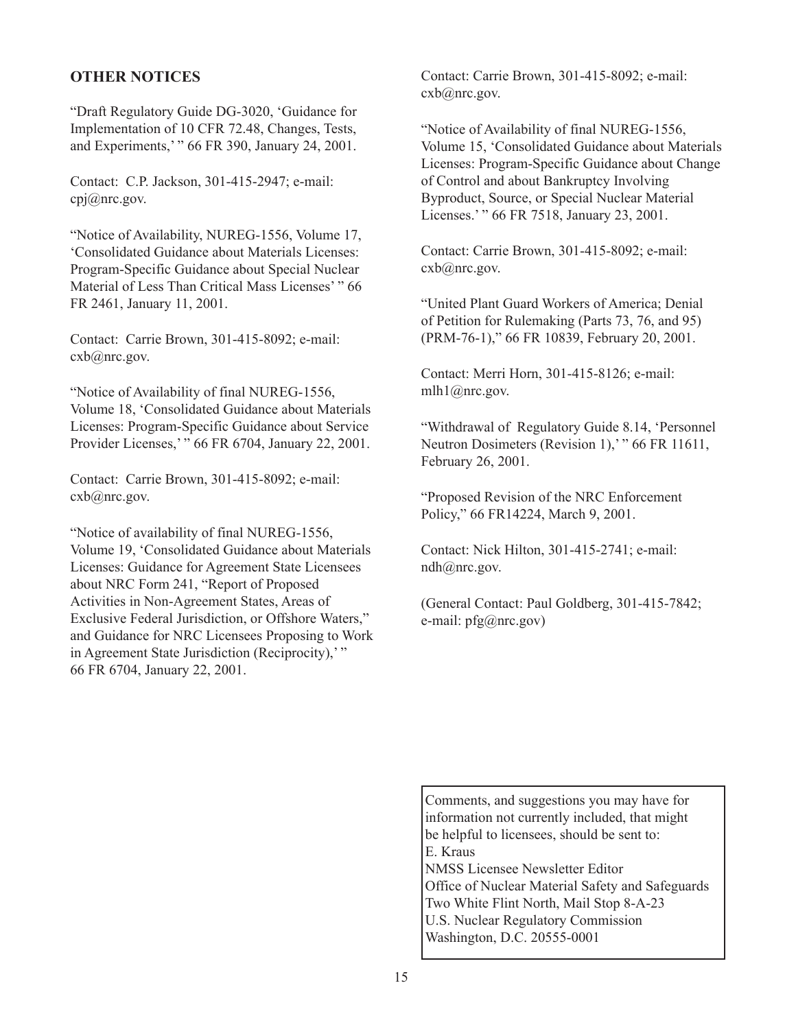## OTHER NOTICES

"Draft Regulatory Guide DG-3020, 'Guidance for Implementation of 10 CFR 72.48, Changes, Tests, and Experiments,' " 66 FR 390, January 24, 2001.

Contact: C.P. Jackson, 301-415-2947; e-mail: cpj@nrc.gov.

"Notice of Availability, NUREG-1556, Volume 17, 'Consolidated Guidance about Materials Licenses: Program-Specific Guidance about Special Nuclear Material of Less Than Critical Mass Licenses' " 66 FR 2461, January 11, 2001.

Contact: Carrie Brown, 301-415-8092; e-mail: cxb@nrc.gov.

"Notice of Availability of final NUREG-1556, Volume 18, 'Consolidated Guidance about Materials Licenses: Program-Specific Guidance about Service Provider Licenses,' " 66 FR 6704, January 22, 2001.

Contact: Carrie Brown, 301-415-8092; e-mail: cxb@nrc.gov.

"Notice of availability of final NUREG-1556, Volume 19, 'Consolidated Guidance about Materials Licenses: Guidance for Agreement State Licensees about NRC Form 241, "Report of Proposed Activities in Non-Agreement States, Areas of Exclusive Federal Jurisdiction, or Offshore Waters," and Guidance for NRC Licensees Proposing to Work in Agreement State Jurisdiction (Reciprocity),' " 66 FR 6704, January 22, 2001.

Contact: Carrie Brown, 301-415-8092; e-mail: cxb@nrc.gov.

"Notice of Availability of final NUREG-1556, Volume 15, 'Consolidated Guidance about Materials Licenses: Program-Specific Guidance about Change of Control and about Bankruptcy Involving Byproduct, Source, or Special Nuclear Material Licenses.' " 66 FR 7518, January 23, 2001.

Contact: Carrie Brown, 301-415-8092; e-mail: cxb@nrc.gov.

"United Plant Guard Workers of America; Denial of Petition for Rulemaking (Parts 73, 76, and 95) (PRM-76-1)," 66 FR 10839, February 20, 2001.

Contact: Merri Horn, 301-415-8126; e-mail: mlh1@nrc.gov.

"Withdrawal of Regulatory Guide 8.14, 'Personnel Neutron Dosimeters (Revision 1),' " 66 FR 11611, February 26, 2001.

"Proposed Revision of the NRC Enforcement Policy," 66 FR14224, March 9, 2001.

Contact: Nick Hilton, 301-415-2741; e-mail: ndh@nrc.gov.

(General Contact: Paul Goldberg, 301-415-7842; e-mail: pfg@nrc.gov)

Comments, and suggestions you may have for information not currently included, that might be helpful to licensees, should be sent to:
E. Kraus
NMSS Licensee Newsletter Editor
Office of Nuclear Material Safety and Safeguards
Two White Flint North, Mail Stop 8-A-23
U.S. Nuclear Regulatory Commission
Washington, D.C. 20555-0001